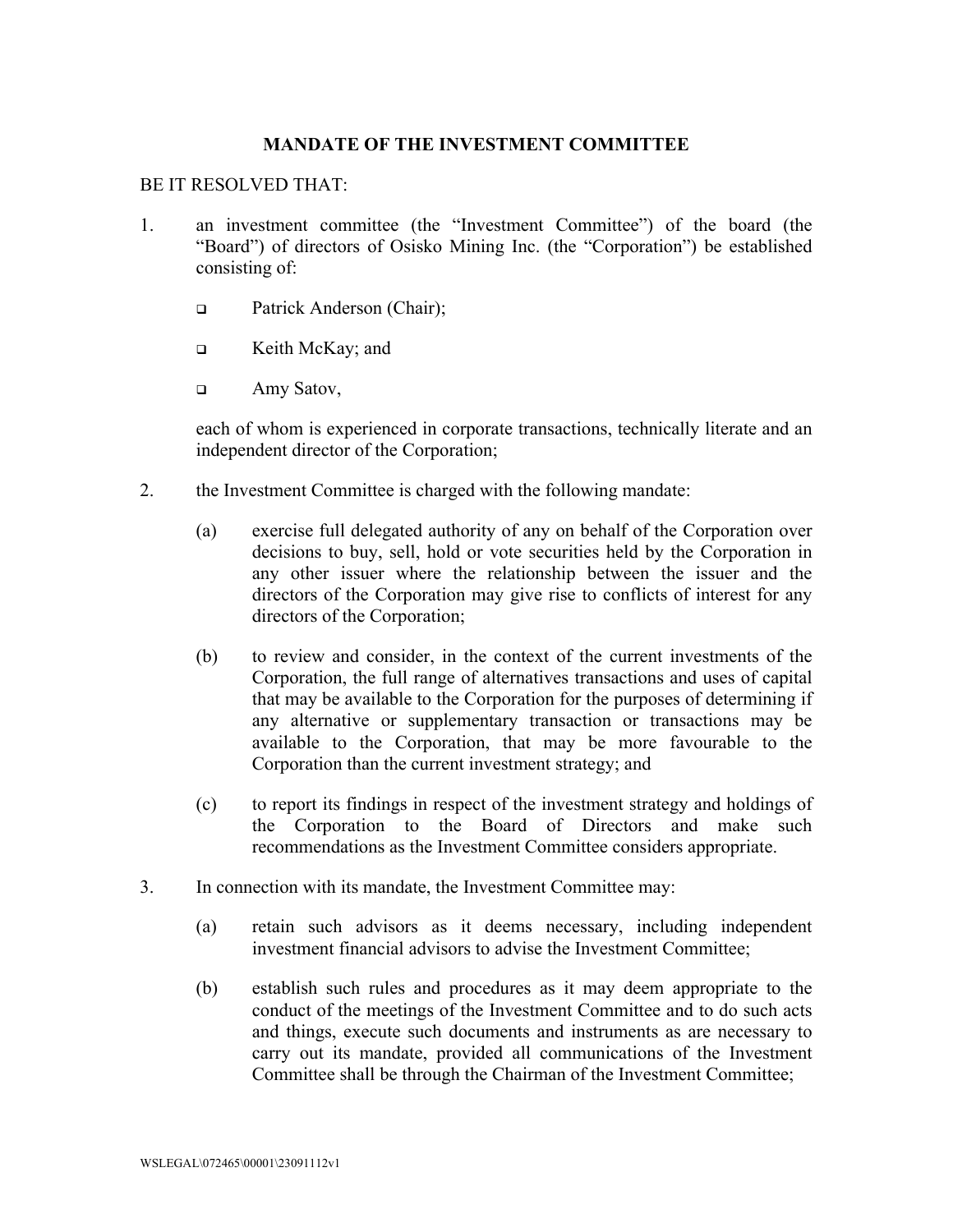## MANDATE OF THE INVESTMENT COMMITTEE

BE IT RESOLVED THAT:

1. an investment committee (the "Investment Committee") of the board (the "Board") of directors of Osisko Mining Inc. (the "Corporation") be established consisting of:

   - Patrick Anderson (Chair);
   - Keith McKay; and
   - Amy Satov,

   each of whom is experienced in corporate transactions, technically literate and an independent director of the Corporation;

2. the Investment Committee is charged with the following mandate:

   (a) exercise full delegated authority of any on behalf of the Corporation over decisions to buy, sell, hold or vote securities held by the Corporation in any other issuer where the relationship between the issuer and the directors of the Corporation may give rise to conflicts of interest for any directors of the Corporation;

   (b) to review and consider, in the context of the current investments of the Corporation, the full range of alternatives transactions and uses of capital that may be available to the Corporation for the purposes of determining if any alternative or supplementary transaction or transactions may be available to the Corporation, that may be more favourable to the Corporation than the current investment strategy; and

   (c) to report its findings in respect of the investment strategy and holdings of the Corporation to the Board of Directors and make such recommendations as the Investment Committee considers appropriate.

3. In connection with its mandate, the Investment Committee may:

   (a) retain such advisors as it deems necessary, including independent investment financial advisors to advise the Investment Committee;

   (b) establish such rules and procedures as it may deem appropriate to the conduct of the meetings of the Investment Committee and to do such acts and things, execute such documents and instruments as are necessary to carry out its mandate, provided all communications of the Investment Committee shall be through the Chairman of the Investment Committee;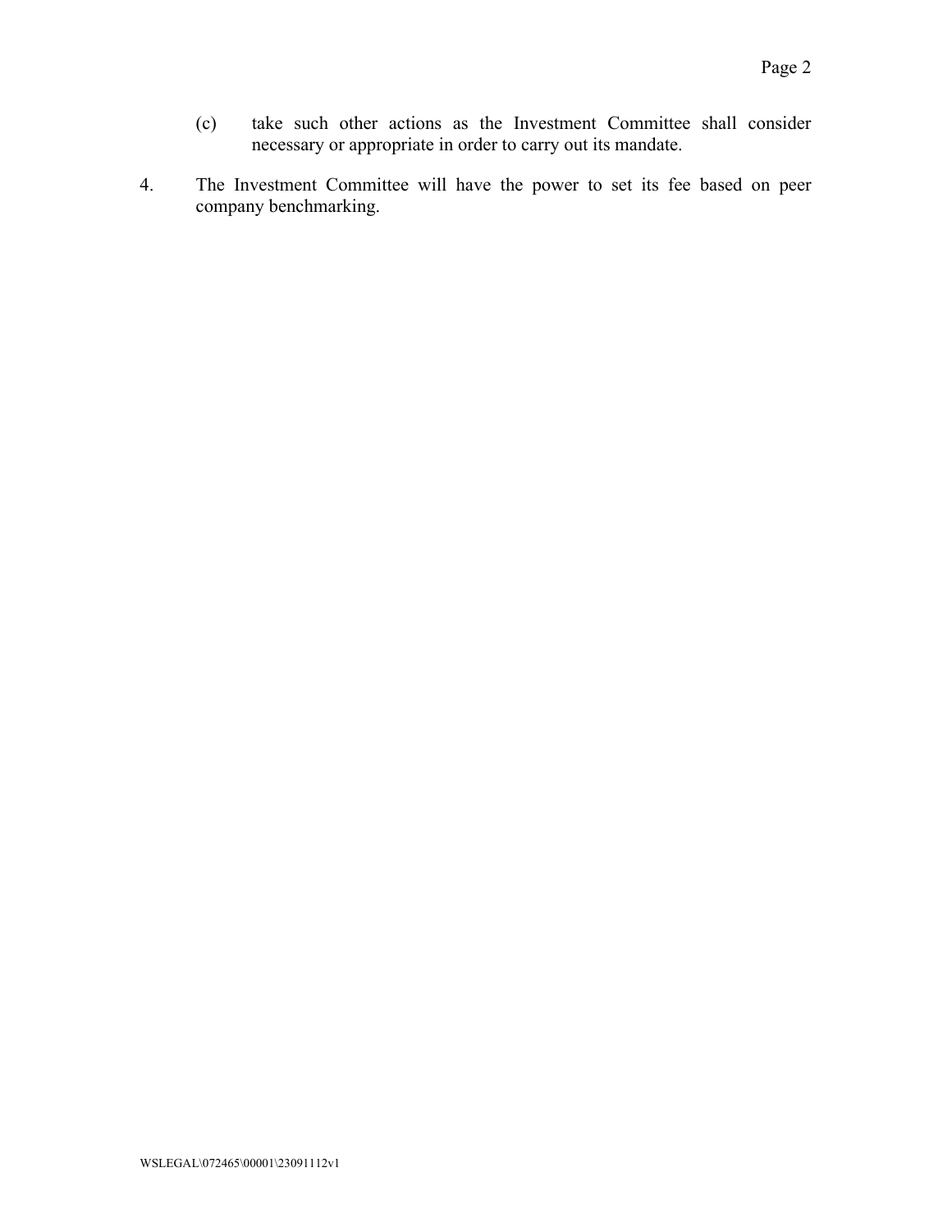(c) take such other actions as the Investment Committee shall consider necessary or appropriate in order to carry out its mandate.

4. The Investment Committee will have the power to set its fee based on peer company benchmarking.